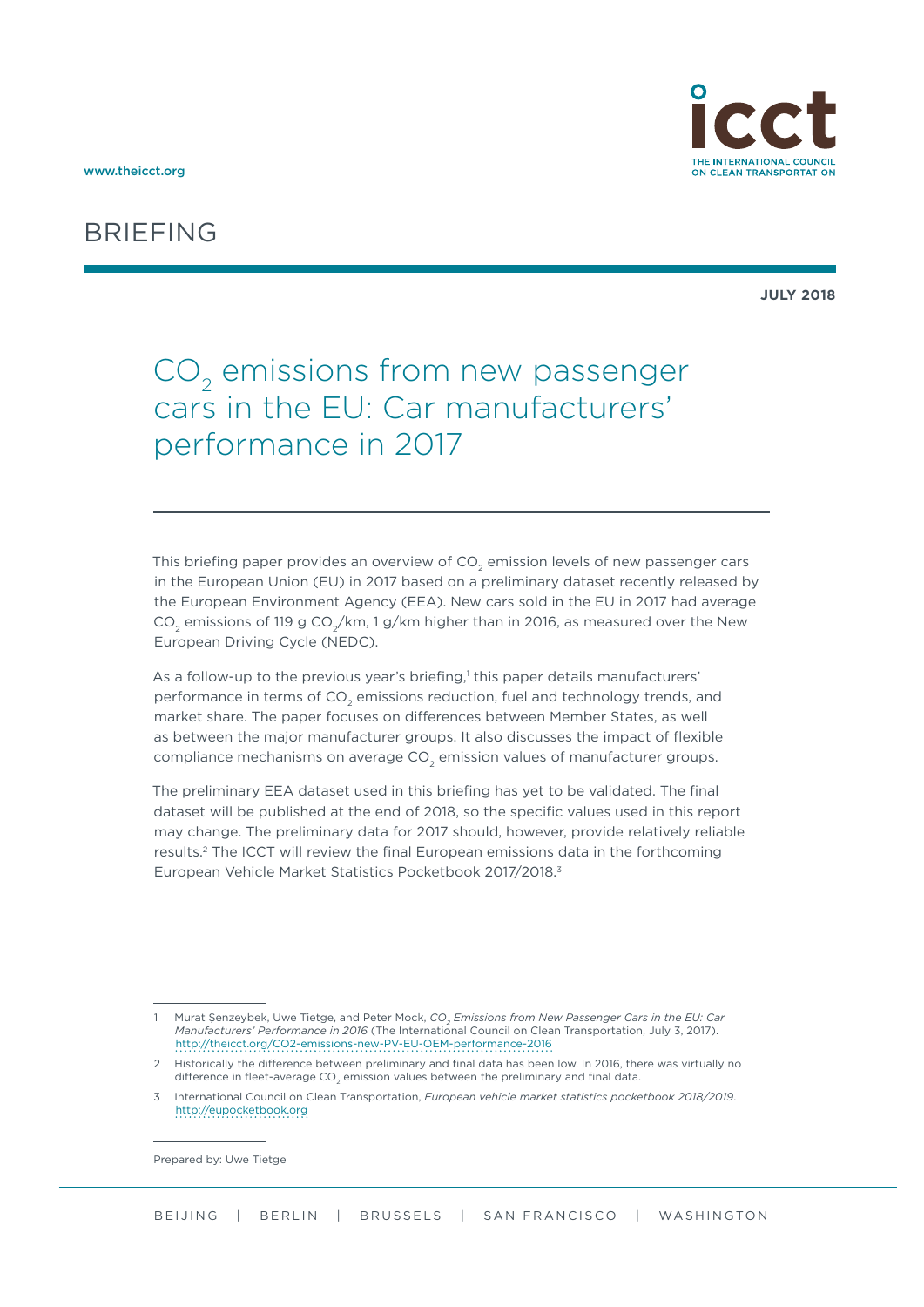www.theicct.org

BRIEFING

**JULY 2018**

# $CO_2$ emissions from new passenger cars in the EU: Car manufacturers' performance in 2017

This briefing paper provides an overview of $CO_2$ emission levels of new passenger cars in the European Union (EU) in 2017 based on a preliminary dataset recently released by the European Environment Agency (EEA). New cars sold in the EU in 2017 had average $CO_2$ emissions of 119 g $CO_2$/km, 1 g/km higher than in 2016, as measured over the New European Driving Cycle (NEDC).

As a follow-up to the previous year's briefing,[1] this paper details manufacturers' performance in terms of $CO_2$ emissions reduction, fuel and technology trends, and market share. The paper focuses on differences between Member States, as well as between the major manufacturer groups. It also discusses the impact of flexible compliance mechanisms on average $CO_2$ emission values of manufacturer groups.

The preliminary EEA dataset used in this briefing has yet to be validated. The final dataset will be published at the end of 2018, so the specific values used in this report may change. The preliminary data for 2017 should, however, provide relatively reliable results.[2] The ICCT will review the final European emissions data in the forthcoming European Vehicle Market Statistics Pocketbook 2017/2018.[3]

1 Murat Şenzeybek, Uwe Tietge, and Peter Mock, *$CO_2$ Emissions from New Passenger Cars in the EU: Car Manufacturers' Performance in 2016* (The International Council on Clean Transportation, July 3, 2017). http://theicct.org/CO2-emissions-new-PV-EU-OEM-performance-2016

2 Historically the difference between preliminary and final data has been low. In 2016, there was virtually no difference in fleet-average $CO_2$ emission values between the preliminary and final data.

3 International Council on Clean Transportation, *European vehicle market statistics pocketbook 2018/2019*. http://eupocketbook.org

Prepared by: Uwe Tietge

BEIJING | BERLIN | BRUSSELS | SAN FRANCISCO | WASHINGTON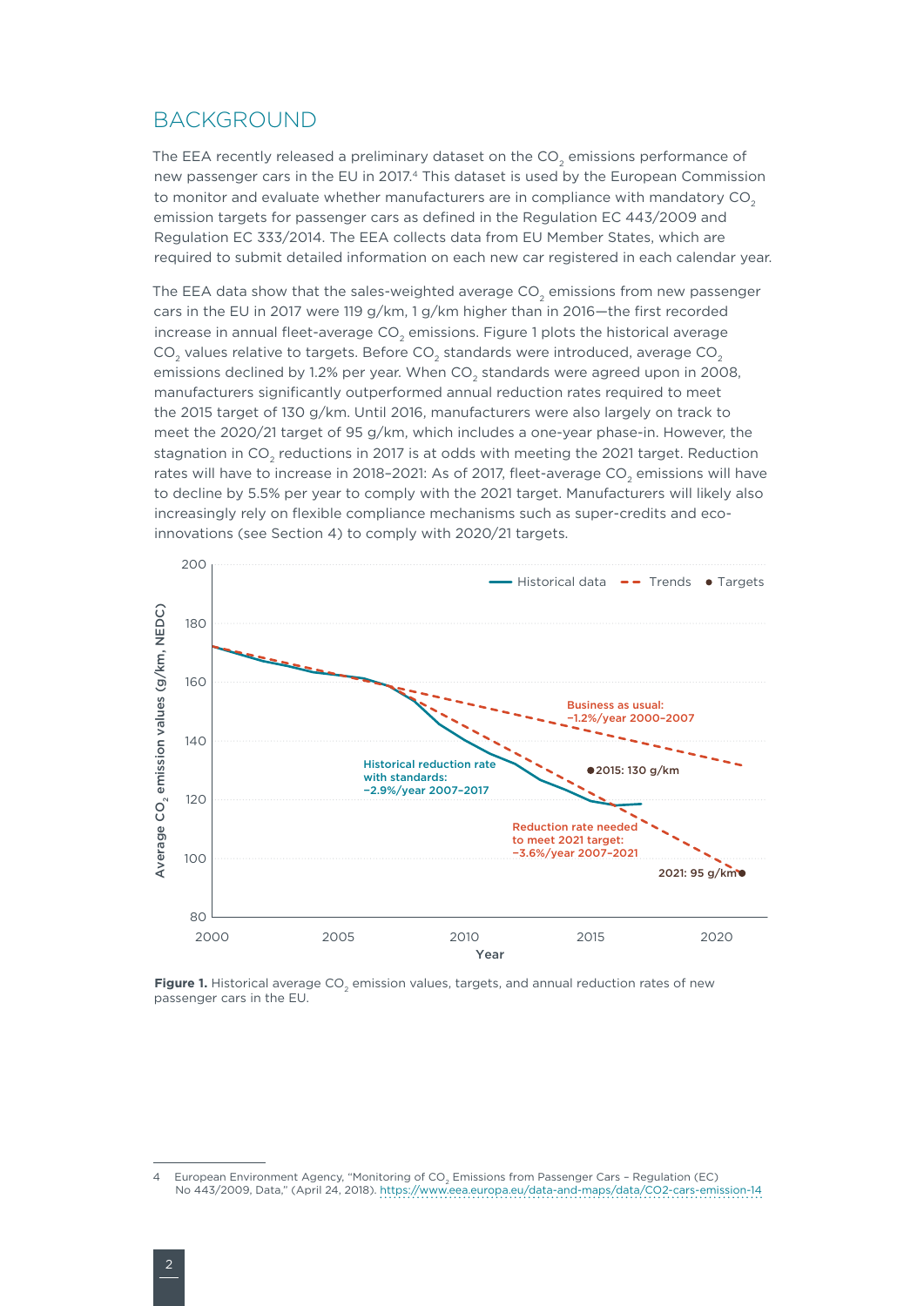## BACKGROUND

The EEA recently released a preliminary dataset on the $CO_2$ emissions performance of new passenger cars in the EU in 2017.[4] This dataset is used by the European Commission to monitor and evaluate whether manufacturers are in compliance with mandatory $CO_2$ emission targets for passenger cars as defined in the Regulation EC 443/2009 and Regulation EC 333/2014. The EEA collects data from EU Member States, which are required to submit detailed information on each new car registered in each calendar year.

The EEA data show that the sales-weighted average $CO_2$ emissions from new passenger cars in the EU in 2017 were 119 g/km, 1 g/km higher than in 2016—the first recorded increase in annual fleet-average $CO_2$ emissions. Figure 1 plots the historical average $CO_2$ values relative to targets. Before $CO_2$ standards were introduced, average $CO_2$ emissions declined by 1.2% per year. When $CO_2$ standards were agreed upon in 2008, manufacturers significantly outperformed annual reduction rates required to meet the 2015 target of 130 g/km. Until 2016, manufacturers were also largely on track to meet the 2020/21 target of 95 g/km, which includes a one-year phase-in. However, the stagnation in $CO_2$ reductions in 2017 is at odds with meeting the 2021 target. Reduction rates will have to increase in 2018–2021: As of 2017, fleet-average $CO_2$ emissions will have to decline by 5.5% per year to comply with the 2021 target. Manufacturers will likely also increasingly rely on flexible compliance mechanisms such as super-credits and eco-innovations (see Section 4) to comply with 2020/21 targets.

**Figure 1.** Historical average $CO_2$ emission values, targets, and annual reduction rates of new passenger cars in the EU.

---

4 European Environment Agency, "Monitoring of $CO_2$ Emissions from Passenger Cars – Regulation (EC) No 443/2009, Data," (April 24, 2018). https://www.eea.europa.eu/data-and-maps/data/CO2-cars-emission-14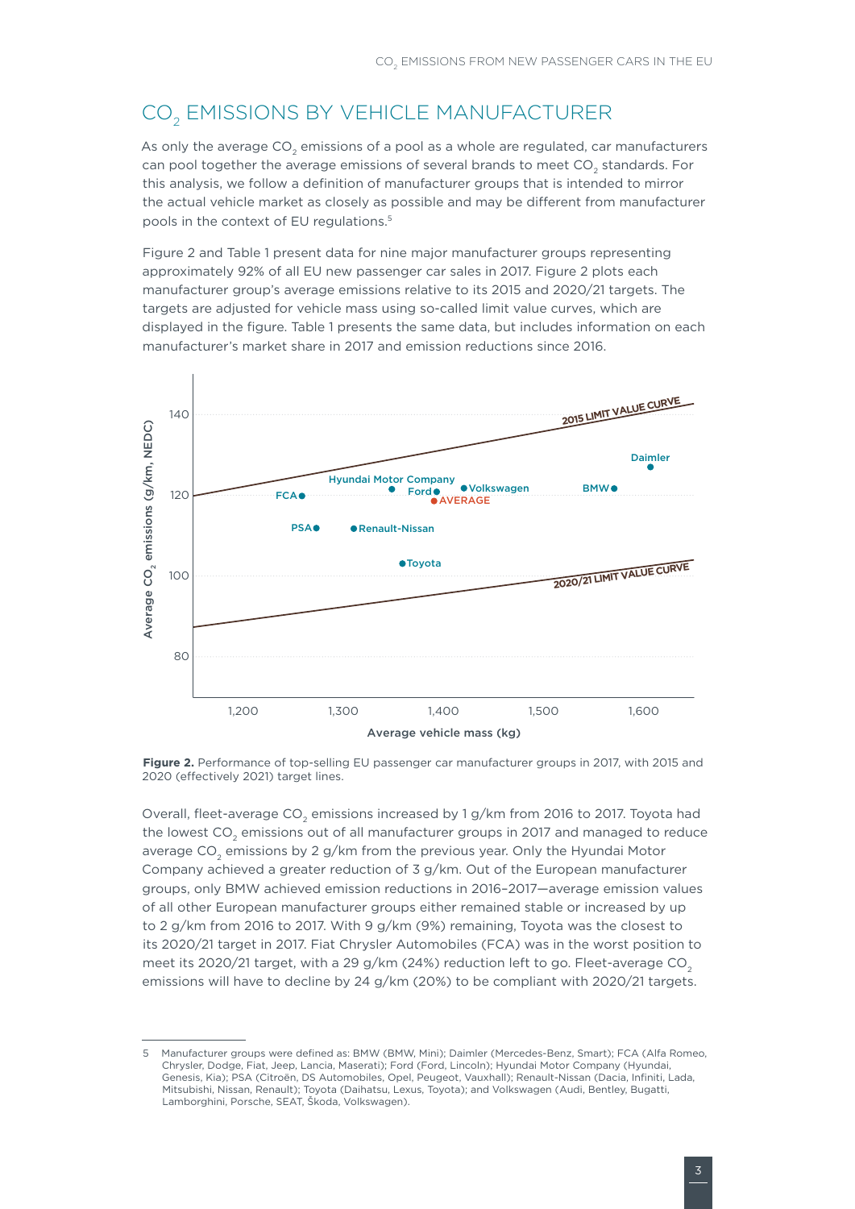## $CO_2$ EMISSIONS BY VEHICLE MANUFACTURER

As only the average $CO_2$ emissions of a pool as a whole are regulated, car manufacturers can pool together the average emissions of several brands to meet $CO_2$ standards. For this analysis, we follow a definition of manufacturer groups that is intended to mirror the actual vehicle market as closely as possible and may be different from manufacturer pools in the context of EU regulations.[5]

Figure 2 and Table 1 present data for nine major manufacturer groups representing approximately 92% of all EU new passenger car sales in 2017. Figure 2 plots each manufacturer group's average emissions relative to its 2015 and 2020/21 targets. The targets are adjusted for vehicle mass using so-called limit value curves, which are displayed in the figure. Table 1 presents the same data, but includes information on each manufacturer's market share in 2017 and emission reductions since 2016.

**Figure 2.** Performance of top-selling EU passenger car manufacturer groups in 2017, with 2015 and 2020 (effectively 2021) target lines.

Overall, fleet-average $CO_2$ emissions increased by 1 g/km from 2016 to 2017. Toyota had the lowest $CO_2$ emissions out of all manufacturer groups in 2017 and managed to reduce average $CO_2$ emissions by 2 g/km from the previous year. Only the Hyundai Motor Company achieved a greater reduction of 3 g/km. Out of the European manufacturer groups, only BMW achieved emission reductions in 2016–2017—average emission values of all other European manufacturer groups either remained stable or increased by up to 2 g/km from 2016 to 2017. With 9 g/km (9%) remaining, Toyota was the closest to its 2020/21 target in 2017. Fiat Chrysler Automobiles (FCA) was in the worst position to meet its 2020/21 target, with a 29 g/km (24%) reduction left to go. Fleet-average $CO_2$ emissions will have to decline by 24 g/km (20%) to be compliant with 2020/21 targets.

---

5 Manufacturer groups were defined as: BMW (BMW, Mini); Daimler (Mercedes-Benz, Smart); FCA (Alfa Romeo, Chrysler, Dodge, Fiat, Jeep, Lancia, Maserati); Ford (Ford, Lincoln); Hyundai Motor Company (Hyundai, Genesis, Kia); PSA (Citroën, DS Automobiles, Opel, Peugeot, Vauxhall); Renault-Nissan (Dacia, Infiniti, Lada, Mitsubishi, Nissan, Renault); Toyota (Daihatsu, Lexus, Toyota); and Volkswagen (Audi, Bentley, Bugatti, Lamborghini, Porsche, SEAT, Škoda, Volkswagen).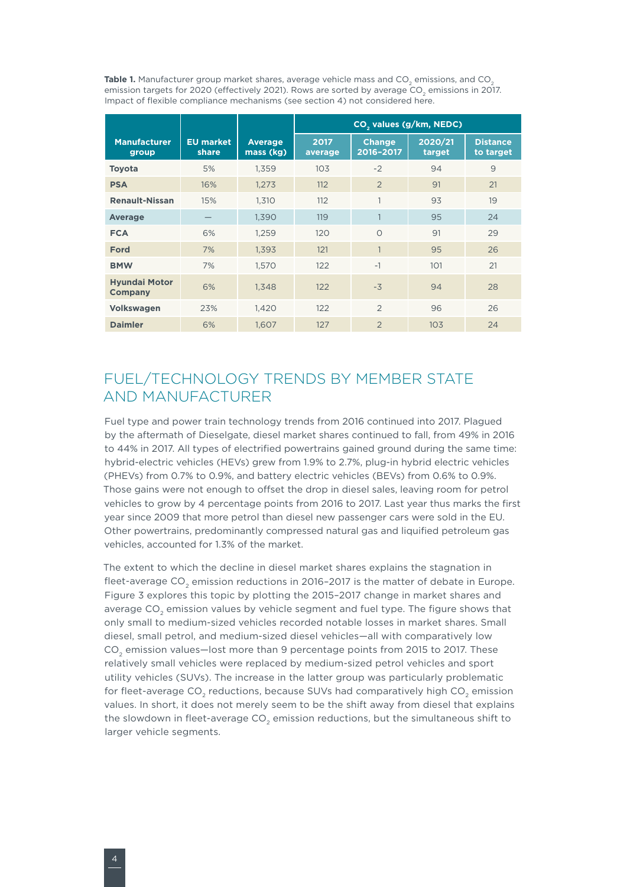**Table 1.** Manufacturer group market shares, average vehicle mass and $CO_2$ emissions, and $CO_2$ emission targets for 2020 (effectively 2021). Rows are sorted by average $CO_2$ emissions in 2017. Impact of flexible compliance mechanisms (see section 4) not considered here.

| Manufacturer group | EU market share | Average mass (kg) | $CO_2$ values (g/km, NEDC) | | | |
|---|---|---|---|---|---|---|
| | | | 2017 average | Change 2016–2017 | 2020/21 target | Distance to target |
| **Toyota** | 5% | 1,359 | 103 | -2 | 94 | 9 |
| **PSA** | 16% | 1,273 | 112 | 2 | 91 | 21 |
| **Renault-Nissan** | 15% | 1,310 | 112 | 1 | 93 | 19 |
| **Average** | — | 1,390 | 119 | 1 | 95 | 24 |
| **FCA** | 6% | 1,259 | 120 | 0 | 91 | 29 |
| **Ford** | 7% | 1,393 | 121 | 1 | 95 | 26 |
| **BMW** | 7% | 1,570 | 122 | -1 | 101 | 21 |
| **Hyundai Motor Company** | 6% | 1,348 | 122 | -3 | 94 | 28 |
| **Volkswagen** | 23% | 1,420 | 122 | 2 | 96 | 26 |
| **Daimler** | 6% | 1,607 | 127 | 2 | 103 | 24 |

## FUEL/TECHNOLOGY TRENDS BY MEMBER STATE AND MANUFACTURER

Fuel type and power train technology trends from 2016 continued into 2017. Plagued by the aftermath of Dieselgate, diesel market shares continued to fall, from 49% in 2016 to 44% in 2017. All types of electrified powertrains gained ground during the same time: hybrid-electric vehicles (HEVs) grew from 1.9% to 2.7%, plug-in hybrid electric vehicles (PHEVs) from 0.7% to 0.9%, and battery electric vehicles (BEVs) from 0.6% to 0.9%. Those gains were not enough to offset the drop in diesel sales, leaving room for petrol vehicles to grow by 4 percentage points from 2016 to 2017. Last year thus marks the first year since 2009 that more petrol than diesel new passenger cars were sold in the EU. Other powertrains, predominantly compressed natural gas and liquified petroleum gas vehicles, accounted for 1.3% of the market.

The extent to which the decline in diesel market shares explains the stagnation in fleet-average $CO_2$ emission reductions in 2016–2017 is the matter of debate in Europe. Figure 3 explores this topic by plotting the 2015–2017 change in market shares and average $CO_2$ emission values by vehicle segment and fuel type. The figure shows that only small to medium-sized vehicles recorded notable losses in market shares. Small diesel, small petrol, and medium-sized diesel vehicles—all with comparatively low $CO_2$ emission values—lost more than 9 percentage points from 2015 to 2017. These relatively small vehicles were replaced by medium-sized petrol vehicles and sport utility vehicles (SUVs). The increase in the latter group was particularly problematic for fleet-average $CO_2$ reductions, because SUVs had comparatively high $CO_2$ emission values. In short, it does not merely seem to be the shift away from diesel that explains the slowdown in fleet-average $CO_2$ emission reductions, but the simultaneous shift to larger vehicle segments.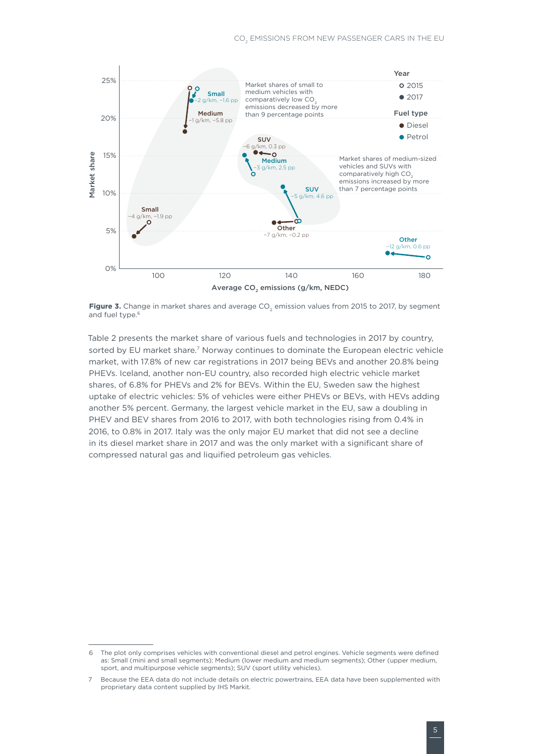**Figure 3.** Change in market shares and average $CO_2$ emission values from 2015 to 2017, by segment and fuel type.[6]

Table 2 presents the market share of various fuels and technologies in 2017 by country, sorted by EU market share.[7] Norway continues to dominate the European electric vehicle market, with 17.8% of new car registrations in 2017 being BEVs and another 20.8% being PHEVs. Iceland, another non-EU country, also recorded high electric vehicle market shares, of 6.8% for PHEVs and 2% for BEVs. Within the EU, Sweden saw the highest uptake of electric vehicles: 5% of vehicles were either PHEVs or BEVs, with HEVs adding another 5% percent. Germany, the largest vehicle market in the EU, saw a doubling in PHEV and BEV shares from 2016 to 2017, with both technologies rising from 0.4% in 2016, to 0.8% in 2017. Italy was the only major EU market that did not see a decline in its diesel market share in 2017 and was the only market with a significant share of compressed natural gas and liquified petroleum gas vehicles.

---

6 The plot only comprises vehicles with conventional diesel and petrol engines. Vehicle segments were defined as: Small (mini and small segments); Medium (lower medium and medium segments); Other (upper medium, sport, and multipurpose vehicle segments); SUV (sport utility vehicles).

7 Because the EEA data do not include details on electric powertrains, EEA data have been supplemented with proprietary data content supplied by IHS Markit.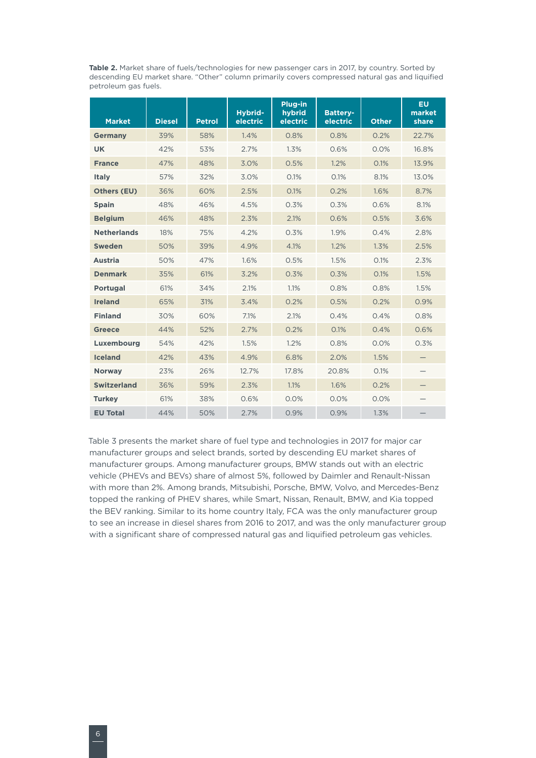**Table 2.** Market share of fuels/technologies for new passenger cars in 2017, by country. Sorted by descending EU market share. "Other" column primarily covers compressed natural gas and liquified petroleum gas fuels.

| Market | Diesel | Petrol | Hybrid-electric | Plug-in hybrid electric | Battery-electric | Other | EU market share |
|---|---|---|---|---|---|---|---|
| Germany | 39% | 58% | 1.4% | 0.8% | 0.8% | 0.2% | 22.7% |
| UK | 42% | 53% | 2.7% | 1.3% | 0.6% | 0.0% | 16.8% |
| France | 47% | 48% | 3.0% | 0.5% | 1.2% | 0.1% | 13.9% |
| Italy | 57% | 32% | 3.0% | 0.1% | 0.1% | 8.1% | 13.0% |
| Others (EU) | 36% | 60% | 2.5% | 0.1% | 0.2% | 1.6% | 8.7% |
| Spain | 48% | 46% | 4.5% | 0.3% | 0.3% | 0.6% | 8.1% |
| Belgium | 46% | 48% | 2.3% | 2.1% | 0.6% | 0.5% | 3.6% |
| Netherlands | 18% | 75% | 4.2% | 0.3% | 1.9% | 0.4% | 2.8% |
| Sweden | 50% | 39% | 4.9% | 4.1% | 1.2% | 1.3% | 2.5% |
| Austria | 50% | 47% | 1.6% | 0.5% | 1.5% | 0.1% | 2.3% |
| Denmark | 35% | 61% | 3.2% | 0.3% | 0.3% | 0.1% | 1.5% |
| Portugal | 61% | 34% | 2.1% | 1.1% | 0.8% | 0.8% | 1.5% |
| Ireland | 65% | 31% | 3.4% | 0.2% | 0.5% | 0.2% | 0.9% |
| Finland | 30% | 60% | 7.1% | 2.1% | 0.4% | 0.4% | 0.8% |
| Greece | 44% | 52% | 2.7% | 0.2% | 0.1% | 0.4% | 0.6% |
| Luxembourg | 54% | 42% | 1.5% | 1.2% | 0.8% | 0.0% | 0.3% |
| Iceland | 42% | 43% | 4.9% | 6.8% | 2.0% | 1.5% | — |
| Norway | 23% | 26% | 12.7% | 17.8% | 20.8% | 0.1% | — |
| Switzerland | 36% | 59% | 2.3% | 1.1% | 1.6% | 0.2% | — |
| Turkey | 61% | 38% | 0.6% | 0.0% | 0.0% | 0.0% | — |
| EU Total | 44% | 50% | 2.7% | 0.9% | 0.9% | 1.3% | — |

Table 3 presents the market share of fuel type and technologies in 2017 for major car manufacturer groups and select brands, sorted by descending EU market shares of manufacturer groups. Among manufacturer groups, BMW stands out with an electric vehicle (PHEVs and BEVs) share of almost 5%, followed by Daimler and Renault-Nissan with more than 2%. Among brands, Mitsubishi, Porsche, BMW, Volvo, and Mercedes-Benz topped the ranking of PHEV shares, while Smart, Nissan, Renault, BMW, and Kia topped the BEV ranking. Similar to its home country Italy, FCA was the only manufacturer group to see an increase in diesel shares from 2016 to 2017, and was the only manufacturer group with a significant share of compressed natural gas and liquified petroleum gas vehicles.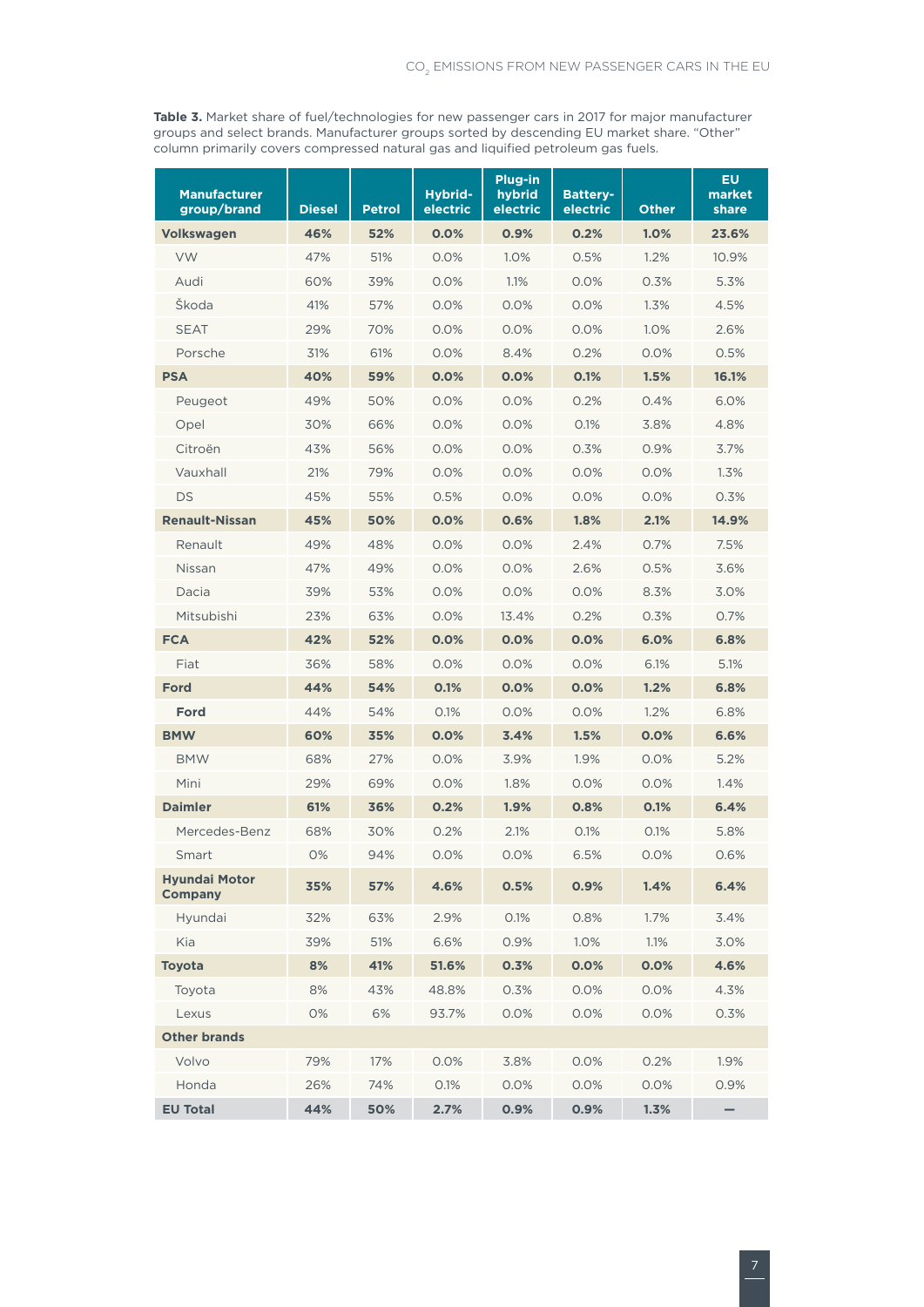**Table 3.** Market share of fuel/technologies for new passenger cars in 2017 for major manufacturer groups and select brands. Manufacturer groups sorted by descending EU market share. "Other" column primarily covers compressed natural gas and liquified petroleum gas fuels.

| Manufacturer group/brand | Diesel | Petrol | Hybrid-electric | Plug-in hybrid electric | Battery-electric | Other | EU market share |
|---|---|---|---|---|---|---|---|
| **Volkswagen** | **46%** | **52%** | **0.0%** | **0.9%** | **0.2%** | **1.0%** | **23.6%** |
| VW | 47% | 51% | 0.0% | 1.0% | 0.5% | 1.2% | 10.9% |
| Audi | 60% | 39% | 0.0% | 1.1% | 0.0% | 0.3% | 5.3% |
| Škoda | 41% | 57% | 0.0% | 0.0% | 0.0% | 1.3% | 4.5% |
| SEAT | 29% | 70% | 0.0% | 0.0% | 0.0% | 1.0% | 2.6% |
| Porsche | 31% | 61% | 0.0% | 8.4% | 0.2% | 0.0% | 0.5% |
| **PSA** | **40%** | **59%** | **0.0%** | **0.0%** | **0.1%** | **1.5%** | **16.1%** |
| Peugeot | 49% | 50% | 0.0% | 0.0% | 0.2% | 0.4% | 6.0% |
| Opel | 30% | 66% | 0.0% | 0.0% | 0.1% | 3.8% | 4.8% |
| Citroën | 43% | 56% | 0.0% | 0.0% | 0.3% | 0.9% | 3.7% |
| Vauxhall | 21% | 79% | 0.0% | 0.0% | 0.0% | 0.0% | 1.3% |
| DS | 45% | 55% | 0.5% | 0.0% | 0.0% | 0.0% | 0.3% |
| **Renault-Nissan** | **45%** | **50%** | **0.0%** | **0.6%** | **1.8%** | **2.1%** | **14.9%** |
| Renault | 49% | 48% | 0.0% | 0.0% | 2.4% | 0.7% | 7.5% |
| Nissan | 47% | 49% | 0.0% | 0.0% | 2.6% | 0.5% | 3.6% |
| Dacia | 39% | 53% | 0.0% | 0.0% | 0.0% | 8.3% | 3.0% |
| Mitsubishi | 23% | 63% | 0.0% | 13.4% | 0.2% | 0.3% | 0.7% |
| **FCA** | **42%** | **52%** | **0.0%** | **0.0%** | **0.0%** | **6.0%** | **6.8%** |
| Fiat | 36% | 58% | 0.0% | 0.0% | 0.0% | 6.1% | 5.1% |
| **Ford** | **44%** | **54%** | **0.1%** | **0.0%** | **0.0%** | **1.2%** | **6.8%** |
| **Ford** | 44% | 54% | 0.1% | 0.0% | 0.0% | 1.2% | 6.8% |
| **BMW** | **60%** | **35%** | **0.0%** | **3.4%** | **1.5%** | **0.0%** | **6.6%** |
| BMW | 68% | 27% | 0.0% | 3.9% | 1.9% | 0.0% | 5.2% |
| Mini | 29% | 69% | 0.0% | 1.8% | 0.0% | 0.0% | 1.4% |
| **Daimler** | **61%** | **36%** | **0.2%** | **1.9%** | **0.8%** | **0.1%** | **6.4%** |
| Mercedes-Benz | 68% | 30% | 0.2% | 2.1% | 0.1% | 0.1% | 5.8% |
| Smart | 0% | 94% | 0.0% | 0.0% | 6.5% | 0.0% | 0.6% |
| **Hyundai Motor Company** | **35%** | **57%** | **4.6%** | **0.5%** | **0.9%** | **1.4%** | **6.4%** |
| Hyundai | 32% | 63% | 2.9% | 0.1% | 0.8% | 1.7% | 3.4% |
| Kia | 39% | 51% | 6.6% | 0.9% | 1.0% | 1.1% | 3.0% |
| **Toyota** | **8%** | **41%** | **51.6%** | **0.3%** | **0.0%** | **0.0%** | **4.6%** |
| Toyota | 8% | 43% | 48.8% | 0.3% | 0.0% | 0.0% | 4.3% |
| Lexus | 0% | 6% | 93.7% | 0.0% | 0.0% | 0.0% | 0.3% |
| **Other brands** | | | | | | | |
| Volvo | 79% | 17% | 0.0% | 3.8% | 0.0% | 0.2% | 1.9% |
| Honda | 26% | 74% | 0.1% | 0.0% | 0.0% | 0.0% | 0.9% |
| **EU Total** | **44%** | **50%** | **2.7%** | **0.9%** | **0.9%** | **1.3%** | **—** |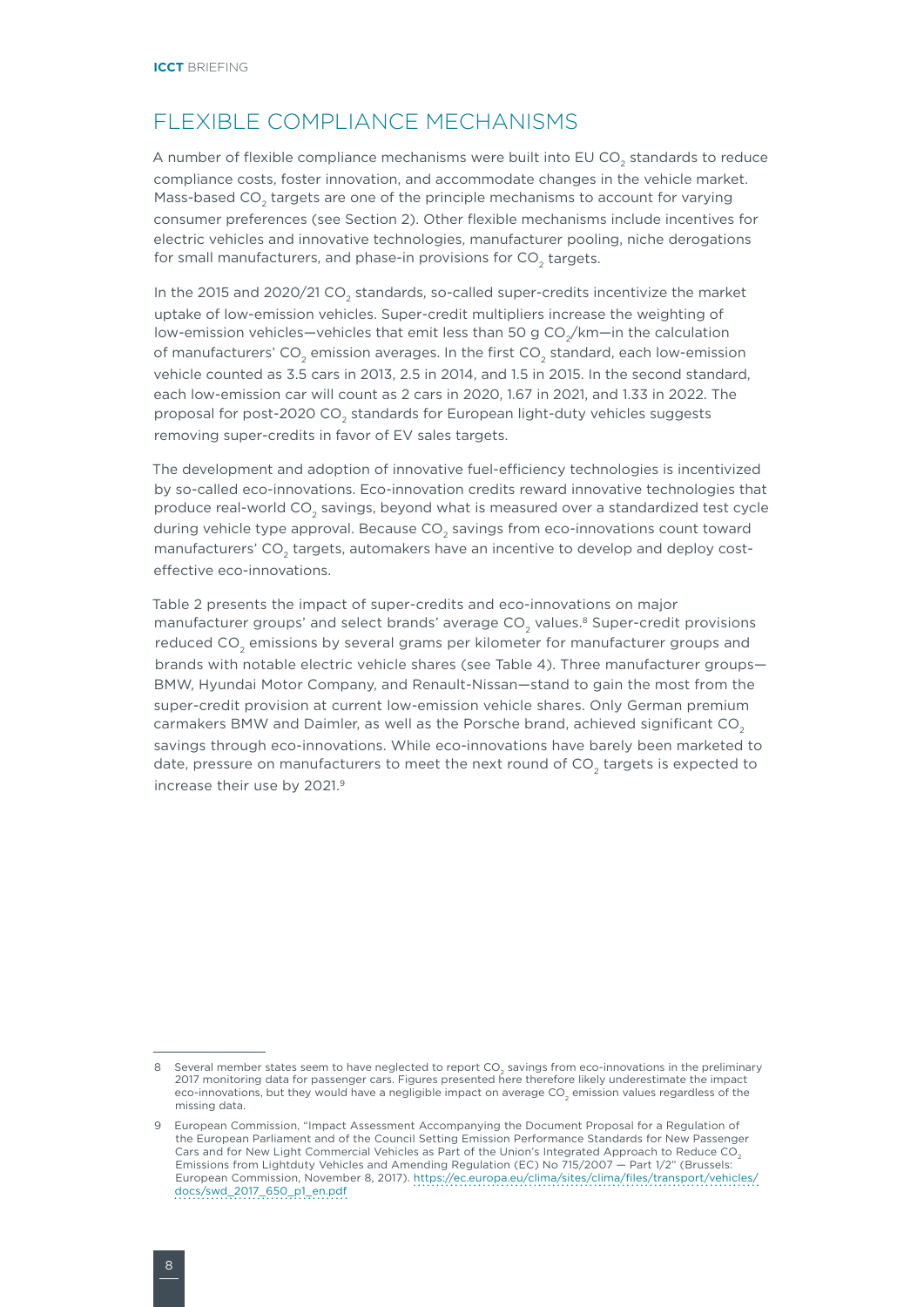## FLEXIBLE COMPLIANCE MECHANISMS

A number of flexible compliance mechanisms were built into EU $CO_2$ standards to reduce compliance costs, foster innovation, and accommodate changes in the vehicle market. Mass-based $CO_2$ targets are one of the principle mechanisms to account for varying consumer preferences (see Section 2). Other flexible mechanisms include incentives for electric vehicles and innovative technologies, manufacturer pooling, niche derogations for small manufacturers, and phase-in provisions for $CO_2$ targets.

In the 2015 and 2020/21 $CO_2$ standards, so-called super-credits incentivize the market uptake of low-emission vehicles. Super-credit multipliers increase the weighting of low-emission vehicles—vehicles that emit less than 50 g $CO_2$/km—in the calculation of manufacturers' $CO_2$ emission averages. In the first $CO_2$ standard, each low-emission vehicle counted as 3.5 cars in 2013, 2.5 in 2014, and 1.5 in 2015. In the second standard, each low-emission car will count as 2 cars in 2020, 1.67 in 2021, and 1.33 in 2022. The proposal for post-2020 $CO_2$ standards for European light-duty vehicles suggests removing super-credits in favor of EV sales targets.

The development and adoption of innovative fuel-efficiency technologies is incentivized by so-called eco-innovations. Eco-innovation credits reward innovative technologies that produce real-world $CO_2$ savings, beyond what is measured over a standardized test cycle during vehicle type approval. Because $CO_2$ savings from eco-innovations count toward manufacturers' $CO_2$ targets, automakers have an incentive to develop and deploy cost-effective eco-innovations.

Table 2 presents the impact of super-credits and eco-innovations on major manufacturer groups' and select brands' average $CO_2$ values.[8] Super-credit provisions reduced $CO_2$ emissions by several grams per kilometer for manufacturer groups and brands with notable electric vehicle shares (see Table 4). Three manufacturer groups—BMW, Hyundai Motor Company, and Renault-Nissan—stand to gain the most from the super-credit provision at current low-emission vehicle shares. Only German premium carmakers BMW and Daimler, as well as the Porsche brand, achieved significant $CO_2$ savings through eco-innovations. While eco-innovations have barely been marketed to date, pressure on manufacturers to meet the next round of $CO_2$ targets is expected to increase their use by 2021.[9]

---

8 Several member states seem to have neglected to report $CO_2$ savings from eco-innovations in the preliminary 2017 monitoring data for passenger cars. Figures presented here therefore likely underestimate the impact eco-innovations, but they would have a negligible impact on average $CO_2$ emission values regardless of the missing data.

9 European Commission, "Impact Assessment Accompanying the Document Proposal for a Regulation of the European Parliament and of the Council Setting Emission Performance Standards for New Passenger Cars and for New Light Commercial Vehicles as Part of the Union's Integrated Approach to Reduce $CO_2$ Emissions from Lightduty Vehicles and Amending Regulation (EC) No 715/2007 — Part 1/2" (Brussels: European Commission, November 8, 2017). https://ec.europa.eu/clima/sites/clima/files/transport/vehicles/docs/swd_2017_650_p1_en.pdf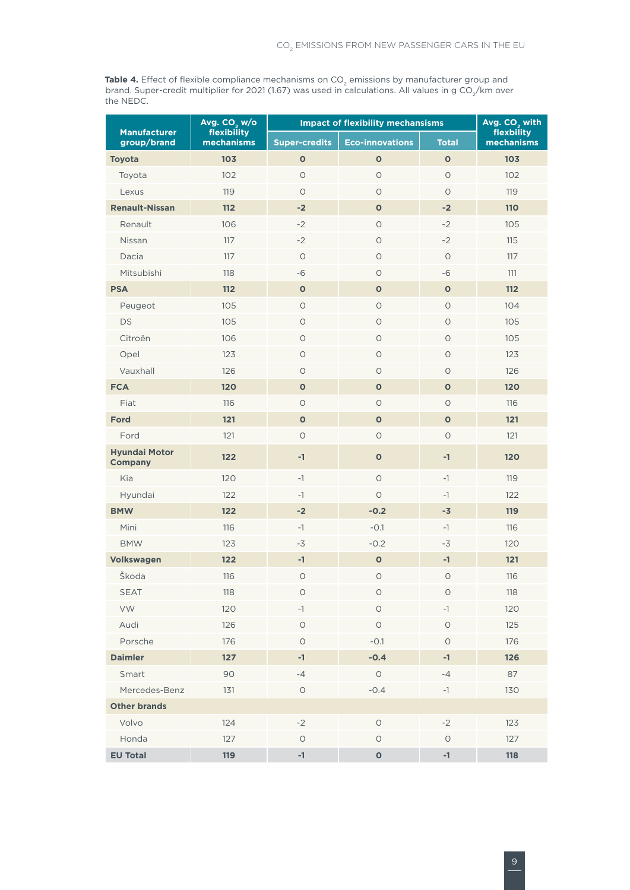**Table 4.** Effect of flexible compliance mechanisms on $CO_2$ emissions by manufacturer group and brand. Super-credit multiplier for 2021 (1.67) was used in calculations. All values in g $CO_2$/km over the NEDC.

| Manufacturer group/brand | Avg. $CO_2$ w/o flexibility mechanisms | Impact of flexibility mechansims | | | Avg. $CO_2$ with flexbility mechanisms |
|---|---|---|---|---|---|
| | | Super-credits | Eco-innovations | Total | |
| **Toyota** | **103** | **0** | **0** | **0** | **103** |
| Toyota | 102 | 0 | 0 | 0 | 102 |
| Lexus | 119 | 0 | 0 | 0 | 119 |
| **Renault-Nissan** | **112** | **-2** | **0** | **-2** | **110** |
| Renault | 106 | -2 | 0 | -2 | 105 |
| Nissan | 117 | -2 | 0 | -2 | 115 |
| Dacia | 117 | 0 | 0 | 0 | 117 |
| Mitsubishi | 118 | -6 | 0 | -6 | 111 |
| **PSA** | **112** | **0** | **0** | **0** | **112** |
| Peugeot | 105 | 0 | 0 | 0 | 104 |
| DS | 105 | 0 | 0 | 0 | 105 |
| Citroën | 106 | 0 | 0 | 0 | 105 |
| Opel | 123 | 0 | 0 | 0 | 123 |
| Vauxhall | 126 | 0 | 0 | 0 | 126 |
| **FCA** | **120** | **0** | **0** | **0** | **120** |
| Fiat | 116 | 0 | 0 | 0 | 116 |
| **Ford** | **121** | **0** | **0** | **0** | **121** |
| Ford | 121 | 0 | 0 | 0 | 121 |
| **Hyundai Motor Company** | **122** | **-1** | **0** | **-1** | **120** |
| Kia | 120 | -1 | 0 | -1 | 119 |
| Hyundai | 122 | -1 | 0 | -1 | 122 |
| **BMW** | **122** | **-2** | **-0.2** | **-3** | **119** |
| Mini | 116 | -1 | -0.1 | -1 | 116 |
| BMW | 123 | -3 | -0.2 | -3 | 120 |
| **Volkswagen** | **122** | **-1** | **0** | **-1** | **121** |
| Škoda | 116 | 0 | 0 | 0 | 116 |
| SEAT | 118 | 0 | 0 | 0 | 118 |
| VW | 120 | -1 | 0 | -1 | 120 |
| Audi | 126 | 0 | 0 | 0 | 125 |
| Porsche | 176 | 0 | -0.1 | 0 | 176 |
| **Daimler** | **127** | **-1** | **-0.4** | **-1** | **126** |
| Smart | 90 | -4 | 0 | -4 | 87 |
| Mercedes-Benz | 131 | 0 | -0.4 | -1 | 130 |
| **Other brands** | | | | | |
| Volvo | 124 | -2 | 0 | -2 | 123 |
| Honda | 127 | 0 | 0 | 0 | 127 |
| **EU Total** | **119** | **-1** | **0** | **-1** | **118** |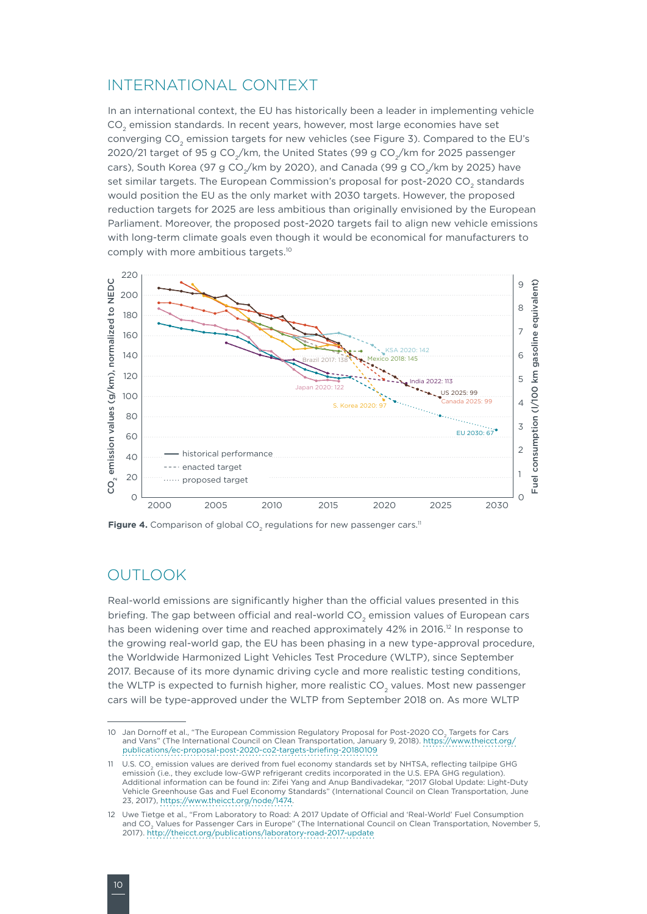## INTERNATIONAL CONTEXT

In an international context, the EU has historically been a leader in implementing vehicle $CO_2$ emission standards. In recent years, however, most large economies have set converging $CO_2$ emission targets for new vehicles (see Figure 3). Compared to the EU's 2020/21 target of 95 g $CO_2$/km, the United States (99 g $CO_2$/km for 2025 passenger cars), South Korea (97 g $CO_2$/km by 2020), and Canada (99 g $CO_2$/km by 2025) have set similar targets. The European Commission's proposal for post-2020 $CO_2$ standards would position the EU as the only market with 2030 targets. However, the proposed reduction targets for 2025 are less ambitious than originally envisioned by the European Parliament. Moreover, the proposed post-2020 targets fail to align new vehicle emissions with long-term climate goals even though it would be economical for manufacturers to comply with more ambitious targets.[10]

**Figure 4.** Comparison of global $CO_2$ regulations for new passenger cars.[11]

## OUTLOOK

Real-world emissions are significantly higher than the official values presented in this briefing. The gap between official and real-world $CO_2$ emission values of European cars has been widening over time and reached approximately 42% in 2016.[12] In response to the growing real-world gap, the EU has been phasing in a new type-approval procedure, the Worldwide Harmonized Light Vehicles Test Procedure (WLTP), since September 2017. Because of its more dynamic driving cycle and more realistic testing conditions, the WLTP is expected to furnish higher, more realistic $CO_2$ values. Most new passenger cars will be type-approved under the WLTP from September 2018 on. As more WLTP

---

10 Jan Dornoff et al., "The European Commission Regulatory Proposal for Post-2020 $CO_2$ Targets for Cars and Vans" (The International Council on Clean Transportation, January 9, 2018). https://www.theicct.org/publications/ec-proposal-post-2020-co2-targets-briefing-20180109

11 U.S. $CO_2$ emission values are derived from fuel economy standards set by NHTSA, reflecting tailpipe GHG emission (i.e., they exclude low-GWP refrigerant credits incorporated in the U.S. EPA GHG regulation). Additional information can be found in: Zifei Yang and Anup Bandivadekar, "2017 Global Update: Light-Duty Vehicle Greenhouse Gas and Fuel Economy Standards" (International Council on Clean Transportation, June 23, 2017), https://www.theicct.org/node/1474.

12 Uwe Tietge et al., "From Laboratory to Road: A 2017 Update of Official and 'Real-World' Fuel Consumption and $CO_2$ Values for Passenger Cars in Europe" (The International Council on Clean Transportation, November 5, 2017). http://theicct.org/publications/laboratory-road-2017-update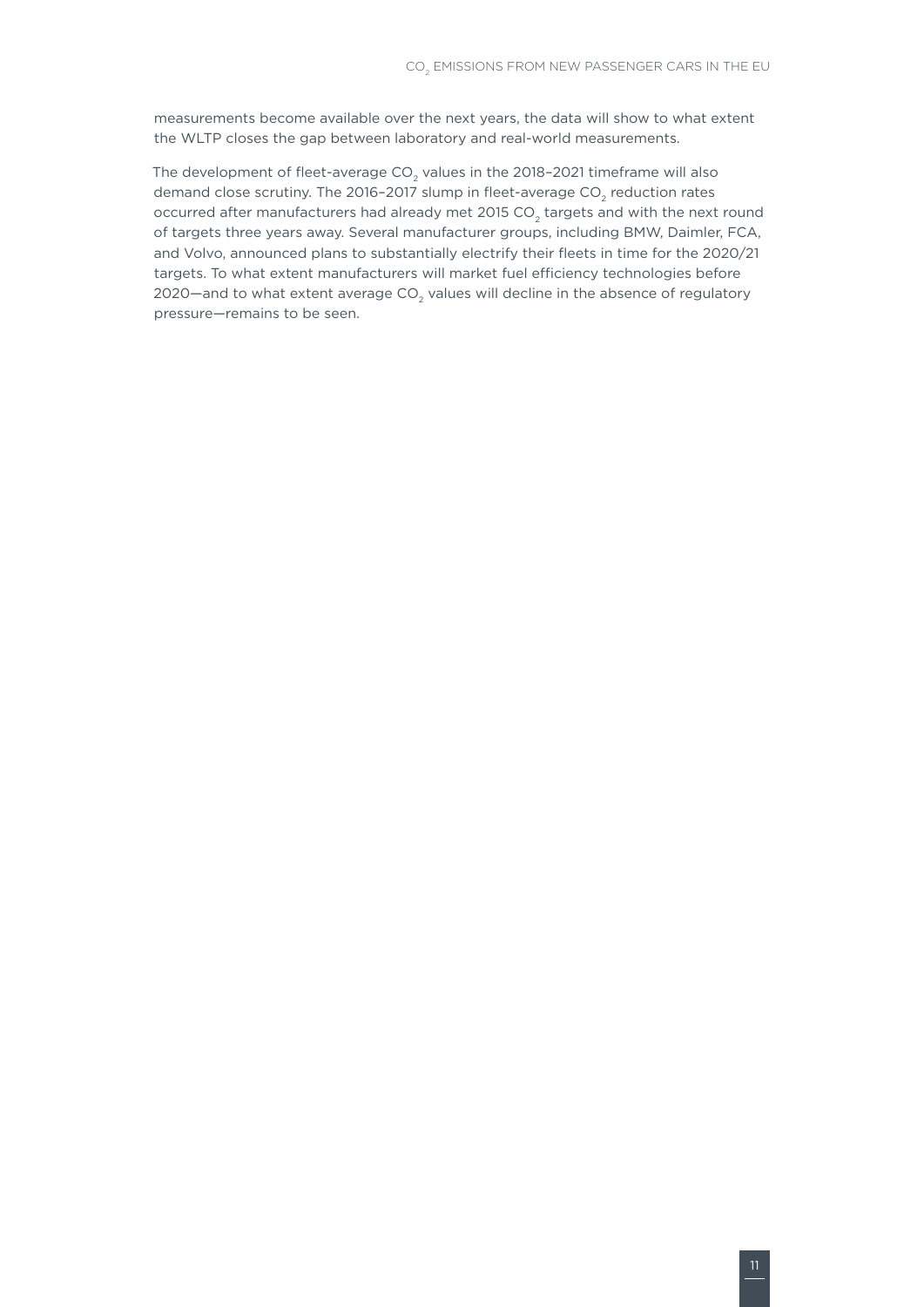measurements become available over the next years, the data will show to what extent the WLTP closes the gap between laboratory and real-world measurements.

The development of fleet-average $CO_2$ values in the 2018–2021 timeframe will also demand close scrutiny. The 2016–2017 slump in fleet-average $CO_2$ reduction rates occurred after manufacturers had already met 2015 $CO_2$ targets and with the next round of targets three years away. Several manufacturer groups, including BMW, Daimler, FCA, and Volvo, announced plans to substantially electrify their fleets in time for the 2020/21 targets. To what extent manufacturers will market fuel efficiency technologies before 2020—and to what extent average $CO_2$ values will decline in the absence of regulatory pressure—remains to be seen.